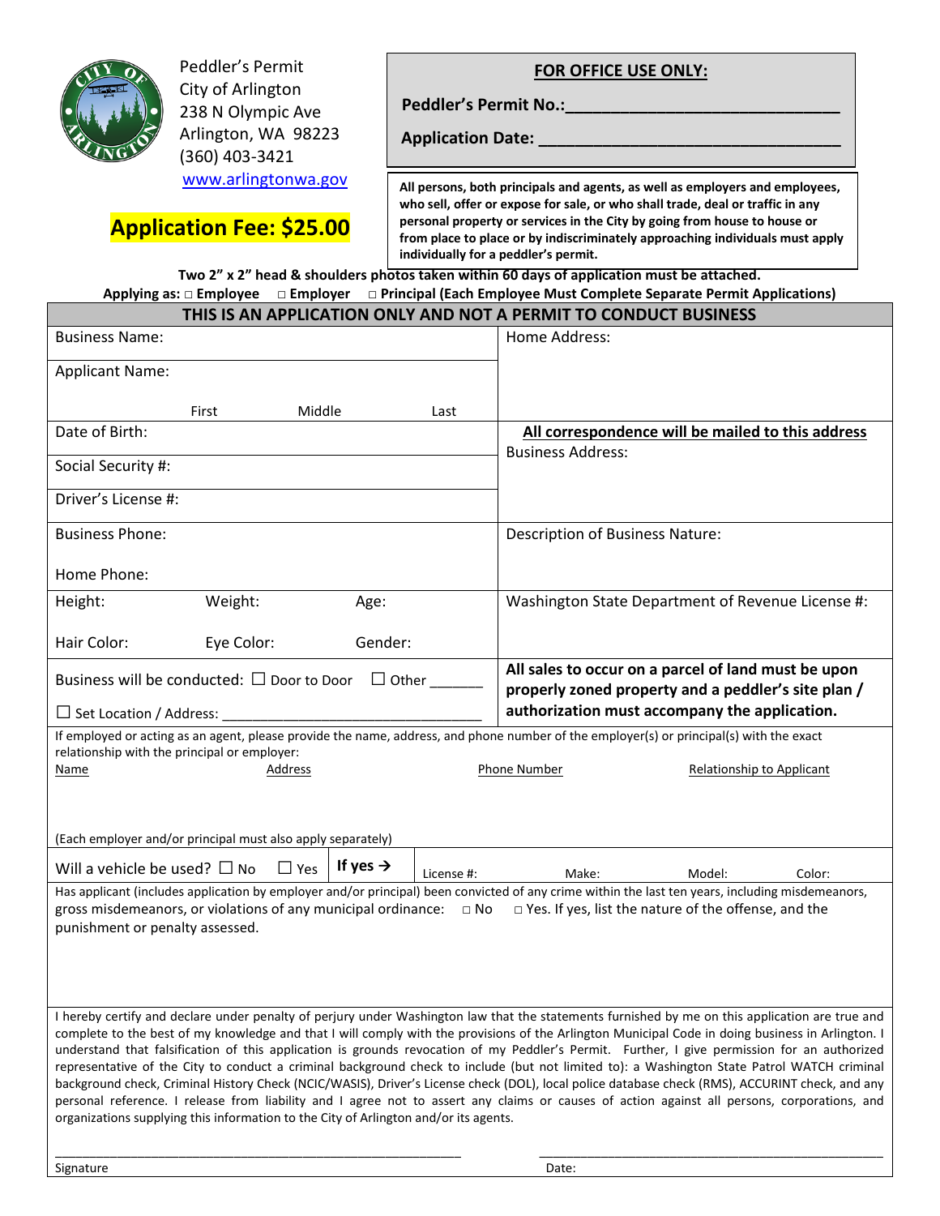Peddler's Permit
City of Arlington
238 N Olympic Ave
Arlington, WA 98223
(360) 403-3421
www.arlingtonwa.gov

**Application Fee: $25.00**

**FOR OFFICE USE ONLY:**

**Peddler's Permit No.:______________________________**

**Application Date: _________________________________**

**All persons, both principals and agents, as well as employers and employees, who sell, offer or expose for sale, or who shall trade, deal or traffic in any personal property or services in the City by going from house to house or from place to place or by indiscriminately approaching individuals must apply individually for a peddler's permit.**

**Two 2" x 2" head & shoulders photos taken within 60 days of application must be attached.**

**Applying as: □ Employee □ Employer □ Principal (Each Employee Must Complete Separate Permit Applications)**

## THIS IS AN APPLICATION ONLY AND NOT A PERMIT TO CONDUCT BUSINESS

| | |
|---|---|
| Business Name: | Home Address: |
| Applicant Name: First Middle Last | |
| Date of Birth: | **All correspondence will be mailed to this address** Business Address: |
| Social Security #: | |
| Driver's License #: | |
| Business Phone: Home Phone: | Description of Business Nature: |
| Height: Weight: Age: Hair Color: Eye Color: Gender: | Washington State Department of Revenue License #: |
| Business will be conducted: ☐ Door to Door ☐ Other ______ ☐ Set Location / Address: ________________________________ | **All sales to occur on a parcel of land must be upon properly zoned property and a peddler's site plan / authorization must accompany the application.** |

If employed or acting as an agent, please provide the name, address, and phone number of the employer(s) or principal(s) with the exact relationship with the principal or employer:

| Name | Address | Phone Number | Relationship to Applicant |
|---|---|---|---|
| | | | |

(Each employer and/or principal must also apply separately)

Will a vehicle be used? ☐ No ☐ Yes **If yes →** License #: Make: Model: Color:

Has applicant (includes application by employer and/or principal) been convicted of any crime within the last ten years, including misdemeanors, gross misdemeanors, or violations of any municipal ordinance: □ No □ Yes. If yes, list the nature of the offense, and the punishment or penalty assessed.

I hereby certify and declare under penalty of perjury under Washington law that the statements furnished by me on this application are true and complete to the best of my knowledge and that I will comply with the provisions of the Arlington Municipal Code in doing business in Arlington. I understand that falsification of this application is grounds revocation of my Peddler's Permit. Further, I give permission for an authorized representative of the City to conduct a criminal background check to include (but not limited to): a Washington State Patrol WATCH criminal background check, Criminal History Check (NCIC/WASIS), Driver's License check (DOL), local police database check (RMS), ACCURINT check, and any personal reference. I release from liability and I agree not to assert any claims or causes of action against all persons, corporations, and organizations supplying this information to the City of Arlington and/or its agents.

_______________________________________ _______________________________________

Signature Date: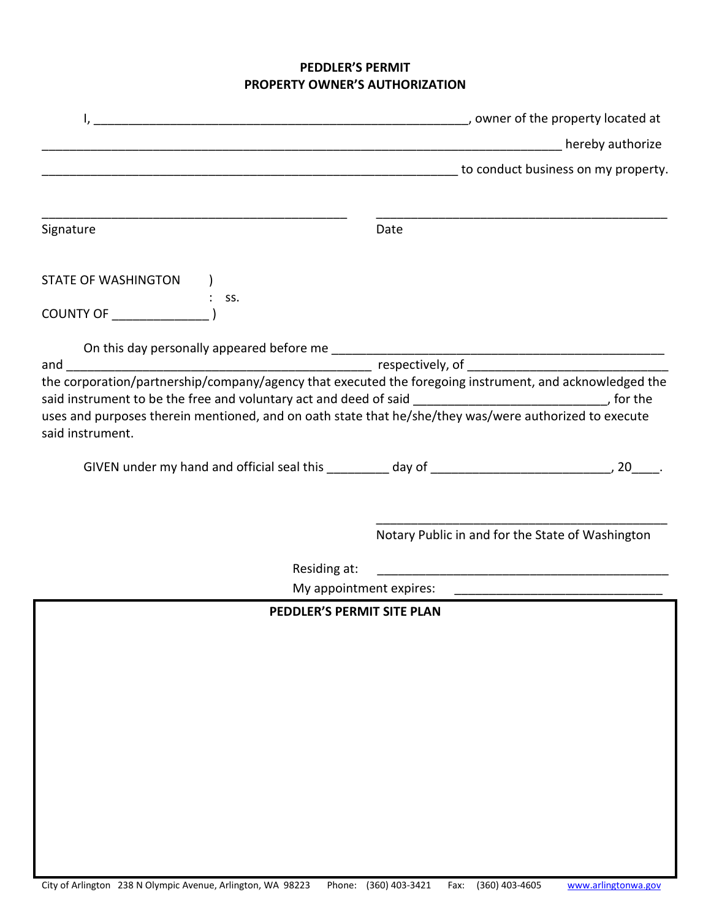# PEDDLER'S PERMIT
## PROPERTY OWNER'S AUTHORIZATION

I, ______________________________________________________, owner of the property located at ___________________________________________________________________________ hereby authorize ___________________________________________________________ to conduct business on my property.

_____________________________________________ Signature

_____________________________________________ Date

STATE OF WASHINGTON )
: ss.
COUNTY OF _____________ )

On this day personally appeared before me _________________________________________________ and _____________________________________________ respectively, of _____________________________ the corporation/partnership/company/agency that executed the foregoing instrument, and acknowledged the said instrument to be the free and voluntary act and deed of said ___________________________, for the uses and purposes therein mentioned, and on oath state that he/she/they was/were authorized to execute said instrument.

GIVEN under my hand and official seal this _________ day of _________________________, 20____.

___________________________________________
Notary Public in and for the State of Washington

Residing at: ___________________________________________

My appointment expires: ______________________________

## PEDDLER'S PERMIT SITE PLAN

City of Arlington 238 N Olympic Avenue, Arlington, WA 98223 Phone: (360) 403-3421 Fax: (360) 403-4605 www.arlingtonwa.gov